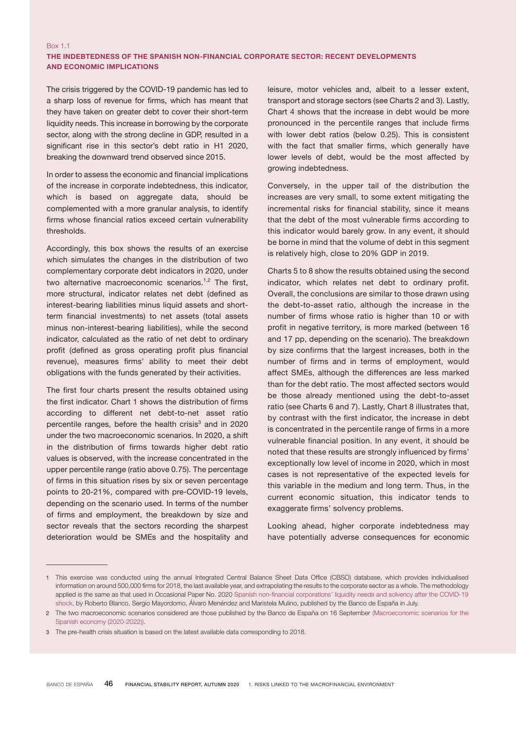Box 1.1

## THE INDEBTEDNESS OF THE SPANISH NON-FINANCIAL CORPORATE SECTOR: RECENT DEVELOPMENTS AND ECONOMIC IMPLICATIONS

The crisis triggered by the COVID-19 pandemic has led to a sharp loss of revenue for firms, which has meant that they have taken on greater debt to cover their short-term liquidity needs. This increase in borrowing by the corporate sector, along with the strong decline in GDP, resulted in a significant rise in this sector's debt ratio in H1 2020, breaking the downward trend observed since 2015.

In order to assess the economic and financial implications of the increase in corporate indebtedness, this indicator, which is based on aggregate data, should be complemented with a more granular analysis, to identify firms whose financial ratios exceed certain vulnerability thresholds.

Accordingly, this box shows the results of an exercise which simulates the changes in the distribution of two complementary corporate debt indicators in 2020, under two alternative macroeconomic scenarios.[1,2] The first, more structural, indicator relates net debt (defined as interest-bearing liabilities minus liquid assets and short-term financial investments) to net assets (total assets minus non-interest-bearing liabilities), while the second indicator, calculated as the ratio of net debt to ordinary profit (defined as gross operating profit plus financial revenue), measures firms' ability to meet their debt obligations with the funds generated by their activities.

The first four charts present the results obtained using the first indicator. Chart 1 shows the distribution of firms according to different net debt-to-net asset ratio percentile ranges, before the health crisis[3] and in 2020 under the two macroeconomic scenarios. In 2020, a shift in the distribution of firms towards higher debt ratio values is observed, with the increase concentrated in the upper percentile range (ratio above 0.75). The percentage of firms in this situation rises by six or seven percentage points to 20-21%, compared with pre-COVID-19 levels, depending on the scenario used. In terms of the number of firms and employment, the breakdown by size and sector reveals that the sectors recording the sharpest deterioration would be SMEs and the hospitality and leisure, motor vehicles and, albeit to a lesser extent, transport and storage sectors (see Charts 2 and 3). Lastly, Chart 4 shows that the increase in debt would be more pronounced in the percentile ranges that include firms with lower debt ratios (below 0.25). This is consistent with the fact that smaller firms, which generally have lower levels of debt, would be the most affected by growing indebtedness.

Conversely, in the upper tail of the distribution the increases are very small, to some extent mitigating the incremental risks for financial stability, since it means that the debt of the most vulnerable firms according to this indicator would barely grow. In any event, it should be borne in mind that the volume of debt in this segment is relatively high, close to 20% GDP in 2019.

Charts 5 to 8 show the results obtained using the second indicator, which relates net debt to ordinary profit. Overall, the conclusions are similar to those drawn using the debt-to-asset ratio, although the increase in the number of firms whose ratio is higher than 10 or with profit in negative territory, is more marked (between 16 and 17 pp, depending on the scenario). The breakdown by size confirms that the largest increases, both in the number of firms and in terms of employment, would affect SMEs, although the differences are less marked than for the debt ratio. The most affected sectors would be those already mentioned using the debt-to-asset ratio (see Charts 6 and 7). Lastly, Chart 8 illustrates that, by contrast with the first indicator, the increase in debt is concentrated in the percentile range of firms in a more vulnerable financial position. In any event, it should be noted that these results are strongly influenced by firms' exceptionally low level of income in 2020, which in most cases is not representative of the expected levels for this variable in the medium and long term. Thus, in the current economic situation, this indicator tends to exaggerate firms' solvency problems.

Looking ahead, higher corporate indebtedness may have potentially adverse consequences for economic

---

1 This exercise was conducted using the annual Integrated Central Balance Sheet Data Office (CBSO) database, which provides individualised information on around 500,000 firms for 2018, the last available year, and extrapolating the results to the corporate sector as a whole. The methodology applied is the same as that used in Occasional Paper No. 2020 Spanish non-financial corporations' liquidity needs and solvency after the COVID-19 shock, by Roberto Blanco, Sergio Mayordomo, Álvaro Menéndez and Maristela Mulino, published by the Banco de España in July.

2 The two macroeconomic scenarios considered are those published by the Banco de España on 16 September (Macroeconomic scenarios for the Spanish economy (2020-2022)).

3 The pre-health crisis situation is based on the latest available data corresponding to 2018.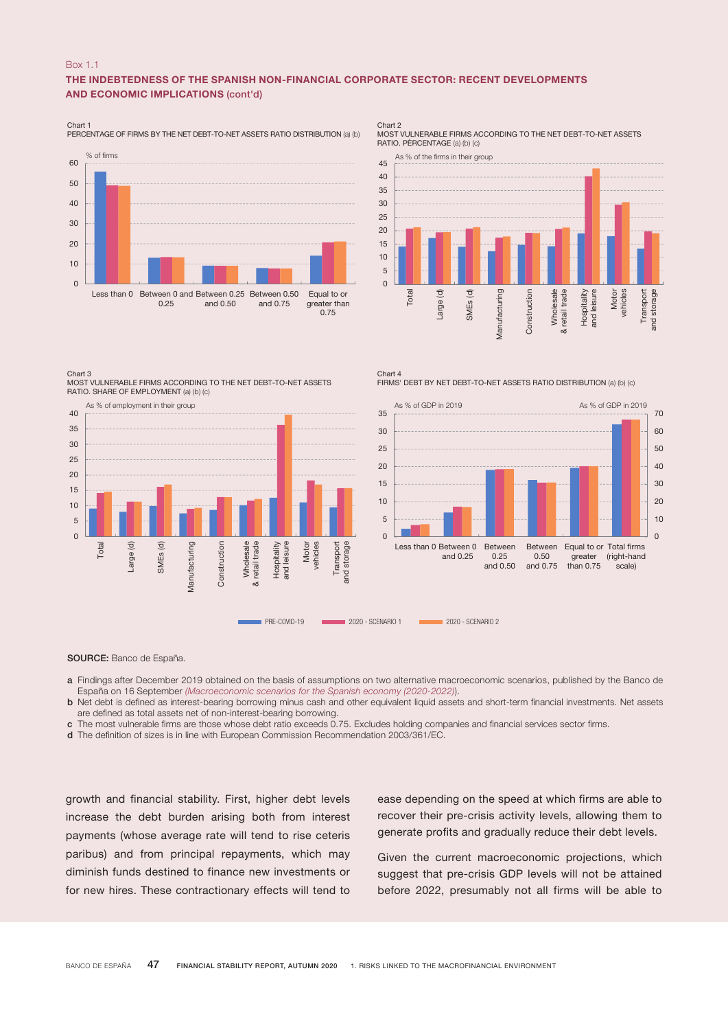Box 1.1

## THE INDEBTEDNESS OF THE SPANISH NON-FINANCIAL CORPORATE SECTOR: RECENT DEVELOPMENTS AND ECONOMIC IMPLICATIONS (cont'd)

Chart 1
PERCENTAGE OF FIRMS BY THE NET DEBT-TO-NET ASSETS RATIO DISTRIBUTION (a) (b)

Chart 2
MOST VULNERABLE FIRMS ACCORDING TO THE NET DEBT-TO-NET ASSETS RATIO. PERCENTAGE (a) (b) (c)

Chart 3
MOST VULNERABLE FIRMS ACCORDING TO THE NET DEBT-TO-NET ASSETS RATIO. SHARE OF EMPLOYMENT (a) (b) (c)

Chart 4
FIRMS' DEBT BY NET DEBT-TO-NET ASSETS RATIO DISTRIBUTION (a) (b) (c)

PRE-COVID-19 | 2020 - SCENARIO 1 | 2020 - SCENARIO 2

**SOURCE:** Banco de España.

- **a** Findings after December 2019 obtained on the basis of assumptions on two alternative macroeconomic scenarios, published by the Banco de España on 16 September *(Macroeconomic scenarios for the Spanish economy (2020-2022))*.
- **b** Net debt is defined as interest-bearing borrowing minus cash and other equivalent liquid assets and short-term financial investments. Net assets are defined as total assets net of non-interest-bearing borrowing.
- **c** The most vulnerable firms are those whose debt ratio exceeds 0.75. Excludes holding companies and financial services sector firms.
- **d** The definition of sizes is in line with European Commission Recommendation 2003/361/EC.

growth and financial stability. First, higher debt levels increase the debt burden arising both from interest payments (whose average rate will tend to rise ceteris paribus) and from principal repayments, which may diminish funds destined to finance new investments or for new hires. These contractionary effects will tend to ease depending on the speed at which firms are able to recover their pre-crisis activity levels, allowing them to generate profits and gradually reduce their debt levels.

Given the current macroeconomic projections, which suggest that pre-crisis GDP levels will not be attained before 2022, presumably not all firms will be able to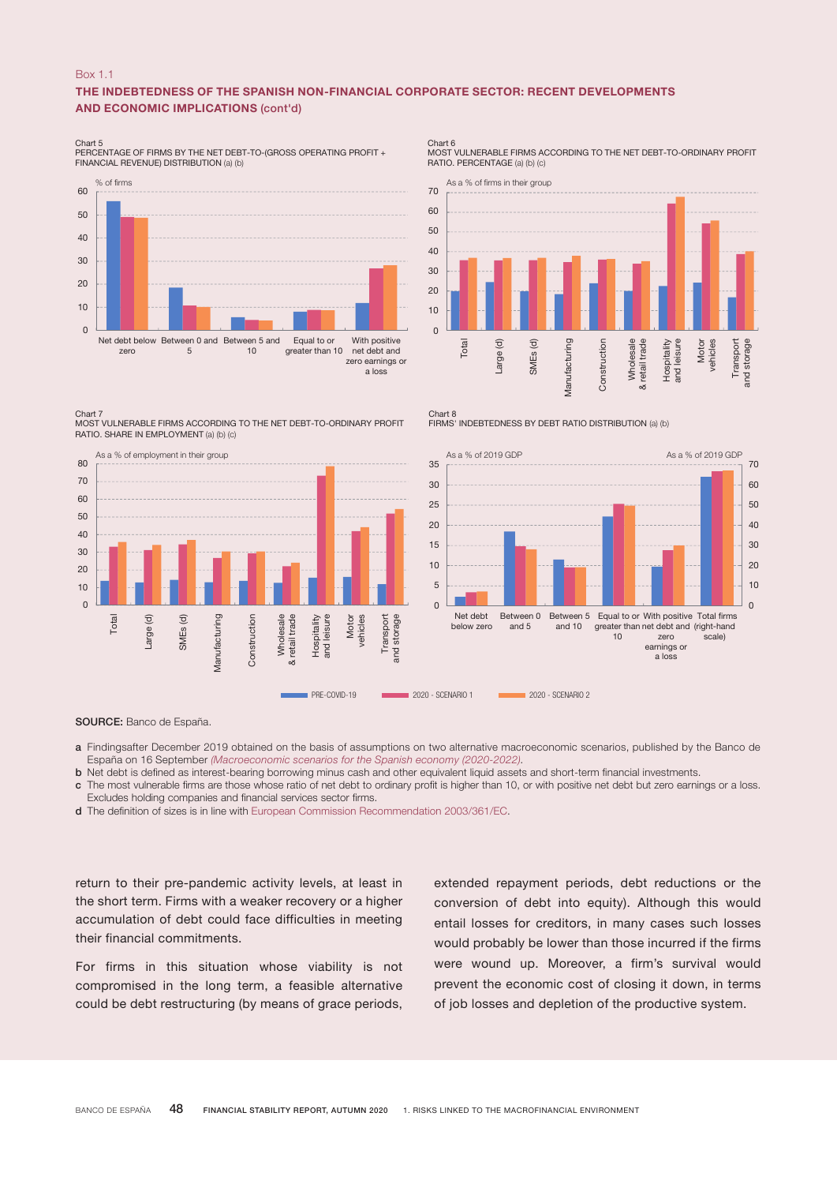Box 1.1

## THE INDEBTEDNESS OF THE SPANISH NON-FINANCIAL CORPORATE SECTOR: RECENT DEVELOPMENTS AND ECONOMIC IMPLICATIONS (cont'd)

Chart 5
PERCENTAGE OF FIRMS BY THE NET DEBT-TO-(GROSS OPERATING PROFIT + FINANCIAL REVENUE) DISTRIBUTION (a) (b)

Chart 6
MOST VULNERABLE FIRMS ACCORDING TO THE NET DEBT-TO-ORDINARY PROFIT RATIO. PERCENTAGE (a) (b) (c)

Chart 7
MOST VULNERABLE FIRMS ACCORDING TO THE NET DEBT-TO-ORDINARY PROFIT RATIO. SHARE IN EMPLOYMENT (a) (b) (c)

Chart 8
FIRMS' INDEBTEDNESS BY DEBT RATIO DISTRIBUTION (a) (b)

PRE-COVID-19 | 2020 - SCENARIO 1 | 2020 - SCENARIO 2

**SOURCE:** Banco de España.

**a** Findingsafter December 2019 obtained on the basis of assumptions on two alternative macroeconomic scenarios, published by the Banco de España on 16 September *(Macroeconomic scenarios for the Spanish economy (2020-2022)*.
**b** Net debt is defined as interest-bearing borrowing minus cash and other equivalent liquid assets and short-term financial investments.
**c** The most vulnerable firms are those whose ratio of net debt to ordinary profit is higher than 10, or with positive net debt but zero earnings or a loss. Excludes holding companies and financial services sector firms.
**d** The definition of sizes is in line with European Commission Recommendation 2003/361/EC.

return to their pre-pandemic activity levels, at least in the short term. Firms with a weaker recovery or a higher accumulation of debt could face difficulties in meeting their financial commitments.

For firms in this situation whose viability is not compromised in the long term, a feasible alternative could be debt restructuring (by means of grace periods, extended repayment periods, debt reductions or the conversion of debt into equity). Although this would entail losses for creditors, in many cases such losses would probably be lower than those incurred if the firms were wound up. Moreover, a firm's survival would prevent the economic cost of closing it down, in terms of job losses and depletion of the productive system.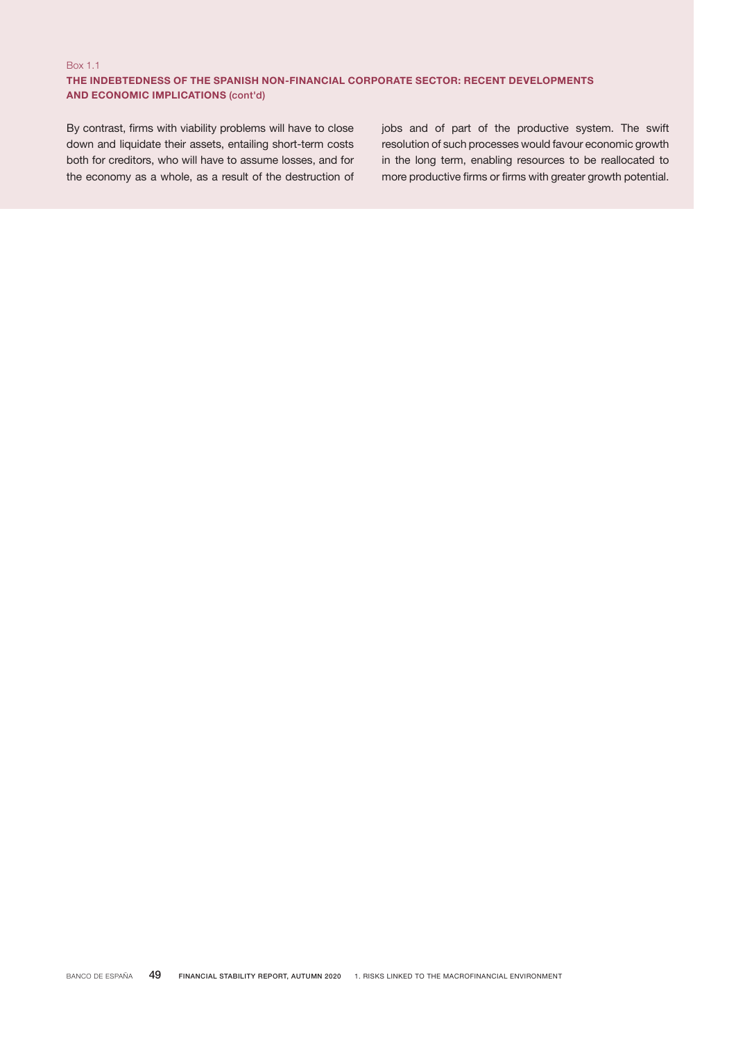Box 1.1

**THE INDEBTEDNESS OF THE SPANISH NON-FINANCIAL CORPORATE SECTOR: RECENT DEVELOPMENTS AND ECONOMIC IMPLICATIONS (cont'd)**

By contrast, firms with viability problems will have to close down and liquidate their assets, entailing short-term costs both for creditors, who will have to assume losses, and for the economy as a whole, as a result of the destruction of jobs and of part of the productive system. The swift resolution of such processes would favour economic growth in the long term, enabling resources to be reallocated to more productive firms or firms with greater growth potential.